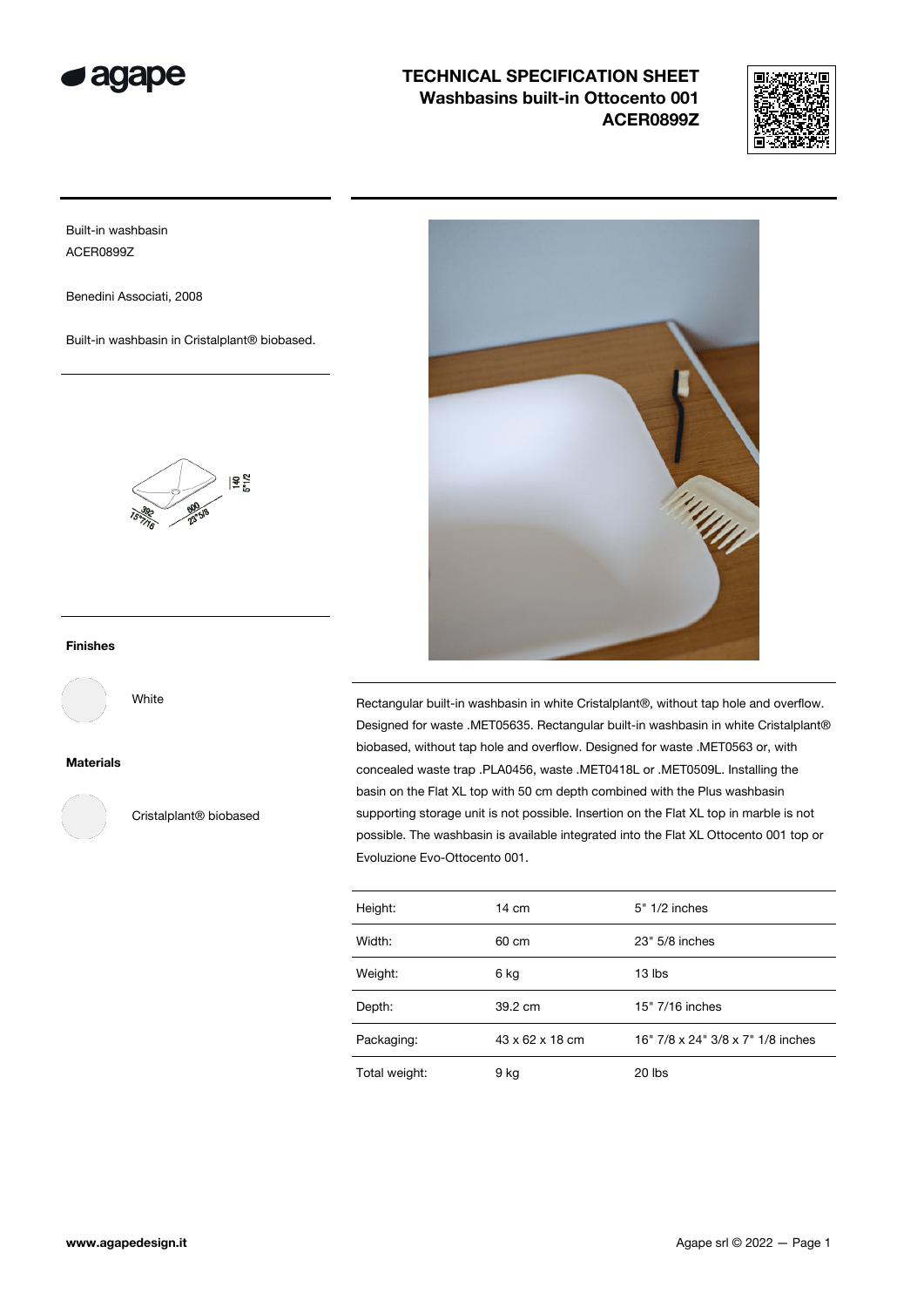# TECHNICAL SPECIFICATION SHEET
## Washbasins built-in Ottocento 001
## ACER0899Z

Built-in washbasin
ACER0899Z

Benedini Associati, 2008

Built-in washbasin in Cristalplant® biobased.

### Finishes

White

### Materials

Cristalplant® biobased

Rectangular built-in washbasin in white Cristalplant®, without tap hole and overflow. Designed for waste .MET05635. Rectangular built-in washbasin in white Cristalplant® biobased, without tap hole and overflow. Designed for waste .MET0563 or, with concealed waste trap .PLA0456, waste .MET0418L or .MET0509L. Installing the basin on the Flat XL top with 50 cm depth combined with the Plus washbasin supporting storage unit is not possible. Insertion on the Flat XL top in marble is not possible. The washbasin is available integrated into the Flat XL Ottocento 001 top or Evoluzione Evo-Ottocento 001.

| | | |
|---|---|---|
| Height: | 14 cm | 5" 1/2 inches |
| Width: | 60 cm | 23" 5/8 inches |
| Weight: | 6 kg | 13 lbs |
| Depth: | 39.2 cm | 15" 7/16 inches |
| Packaging: | 43 x 62 x 18 cm | 16" 7/8 x 24" 3/8 x 7" 1/8 inches |
| Total weight: | 9 kg | 20 lbs |

www.agapedesign.it

Agape srl © 2022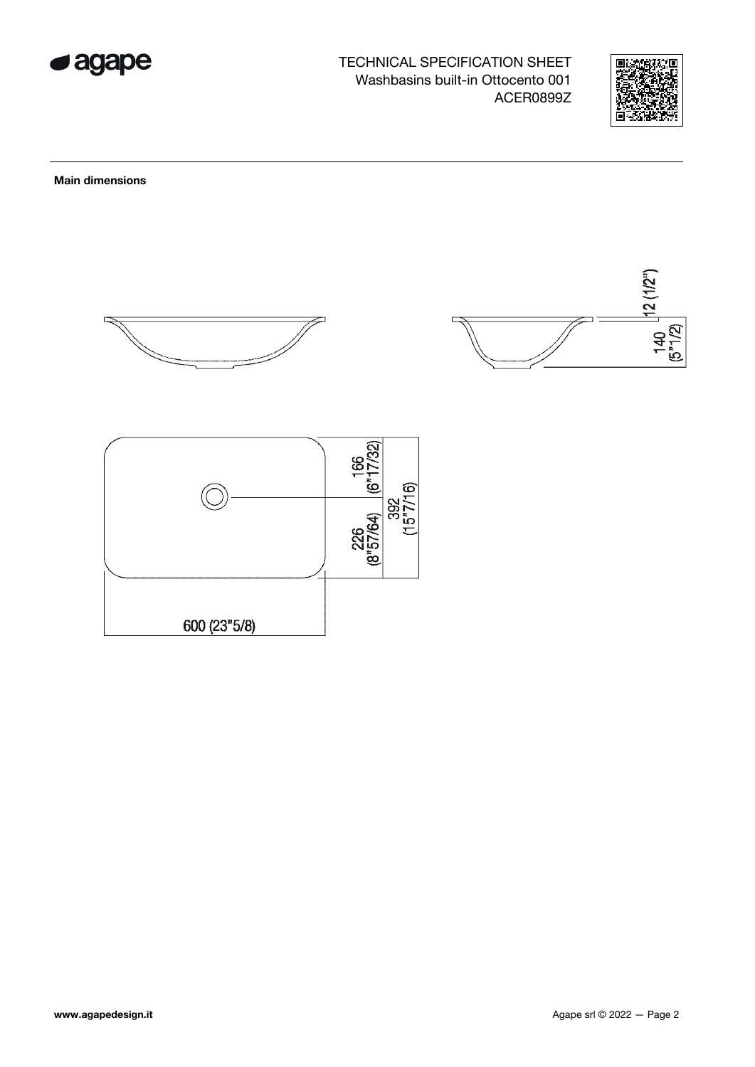TECHNICAL SPECIFICATION SHEET
Washbasins built-in Ottocento 001
ACER0899Z

**Main dimensions**

12 (1/2")

140 (5"1/2)

166 (6"17/32)

392 (15"7/16)

226 (8"57/64)

600 (23"5/8)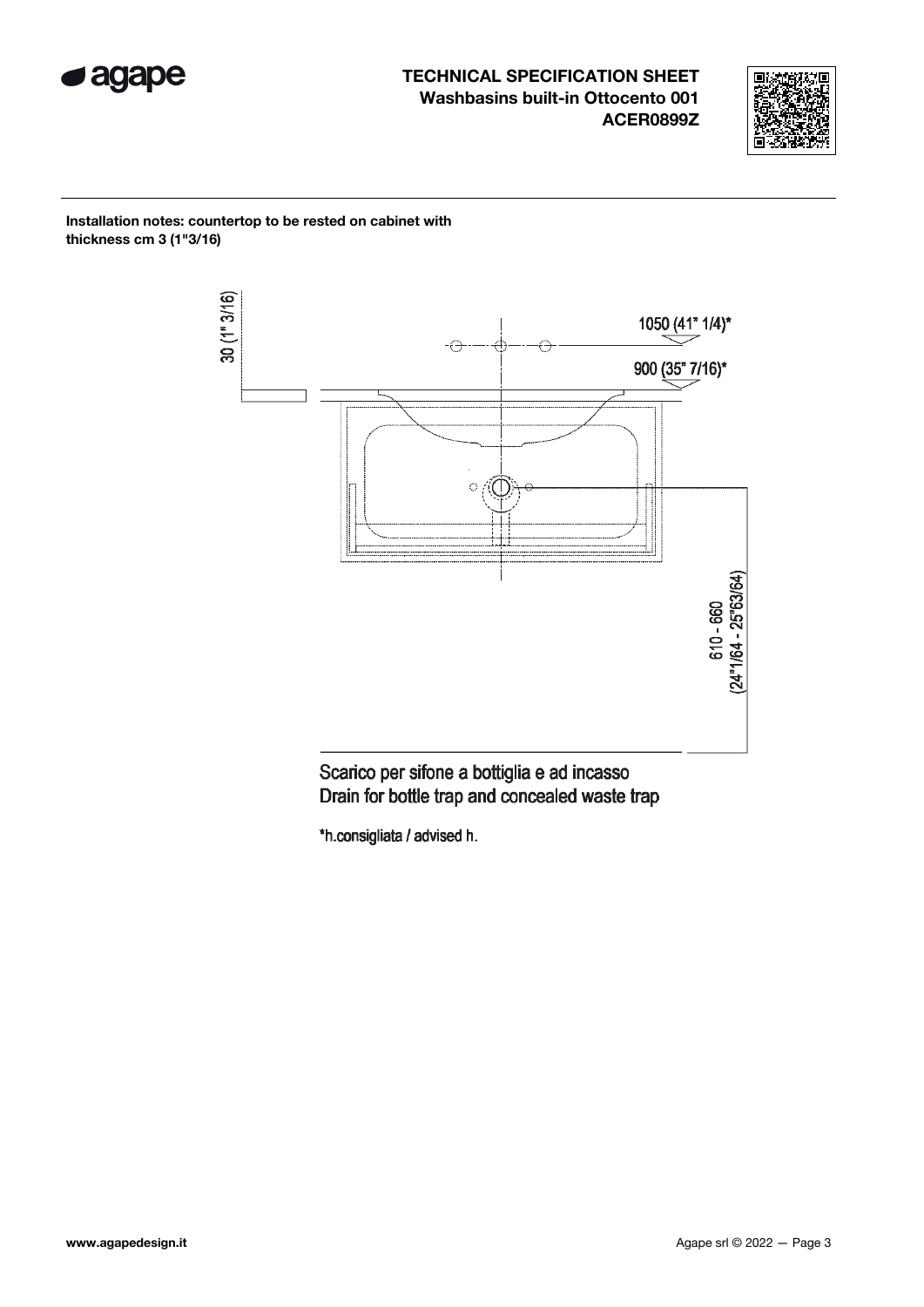# TECHNICAL SPECIFICATION SHEET
**Washbasins built-in Ottocento 001**
**ACER0899Z**

**Installation notes: countertop to be rested on cabinet with thickness cm 3 (1"3/16)**

30 (1" 3/16)

1050 (41" 1/4)*

900 (35" 7/16)*

610 - 660
(24"1/64 - 25"63/64)

Scarico per sifone a bottiglia e ad incasso
Drain for bottle trap and concealed waste trap

*h.consigliata / advised h.

www.agapedesign.it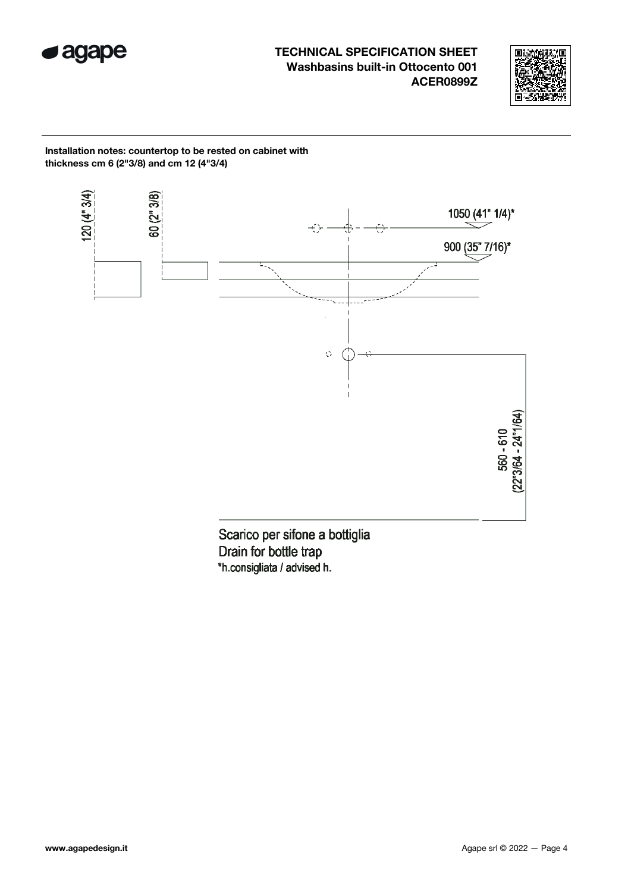**TECHNICAL SPECIFICATION SHEET**
**Washbasins built-in Ottocento 001**
**ACER0899Z**

**Installation notes: countertop to be rested on cabinet with thickness cm 6 (2"3/8) and cm 12 (4"3/4)**

120 (4" 3/4)

60 (2" 3/8)

1050 (41" 1/4)*

900 (35" 7/16)*

560 - 610
(22"3/64 - 24"1/64)

Scarico per sifone a bottiglia
Drain for bottle trap
*h.consigliata / advised h.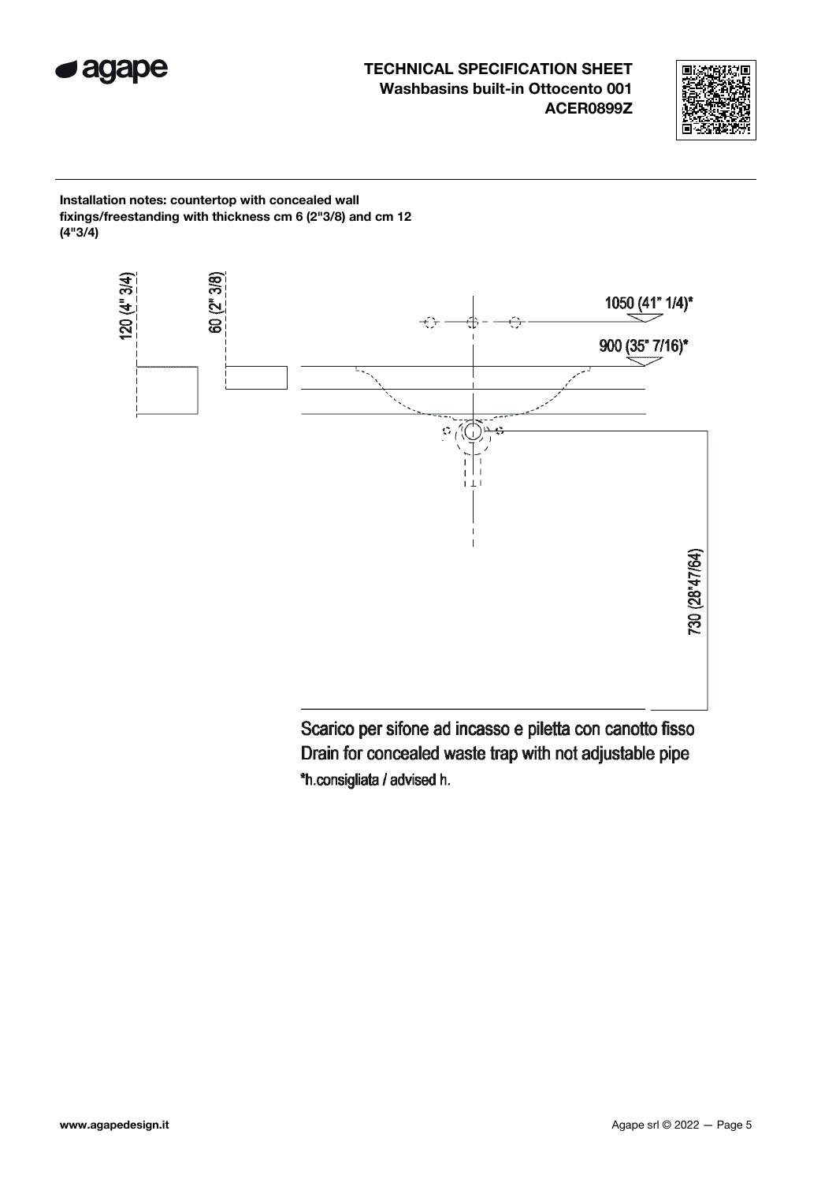**TECHNICAL SPECIFICATION SHEET**
**Washbasins built-in Ottocento 001**
**ACER0899Z**

**Installation notes: countertop with concealed wall fixings/freestanding with thickness cm 6 (2"3/8) and cm 12 (4"3/4)**

120 (4" 3/4)

60 (2" 3/8)

1050 (41" 1/4)*

900 (35" 7/16)*

730 (28"47/64)

Scarico per sifone ad incasso e piletta con canotto fisso
Drain for concealed waste trap with not adjustable pipe
*h.consigliata / advised h.

www.agapedesign.it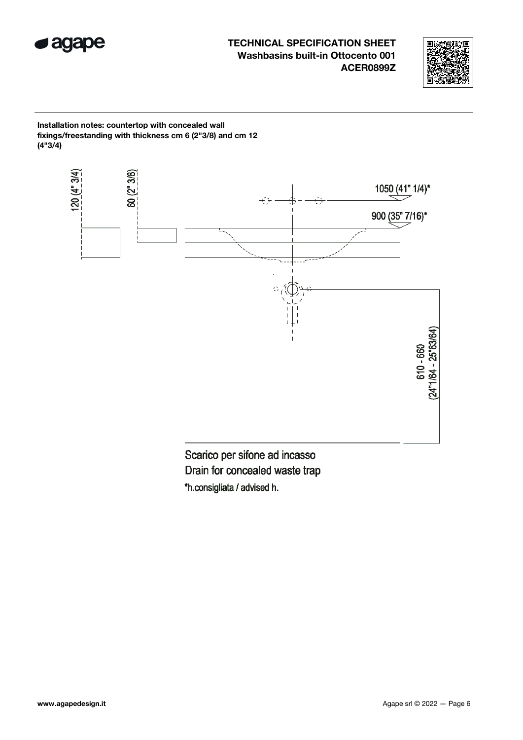**TECHNICAL SPECIFICATION SHEET**
**Washbasins built-in Ottocento 001**
**ACER0899Z**

**Installation notes: countertop with concealed wall fixings/freestanding with thickness cm 6 (2"3/8) and cm 12 (4"3/4)**

120 (4" 3/4)

60 (2" 3/8)

1050 (41" 1/4)*

900 (35" 7/16)*

610 - 660
(24"1/64 - 25"63/64)

Scarico per sifone ad incasso
Drain for concealed waste trap
*h.consigliata / advised h.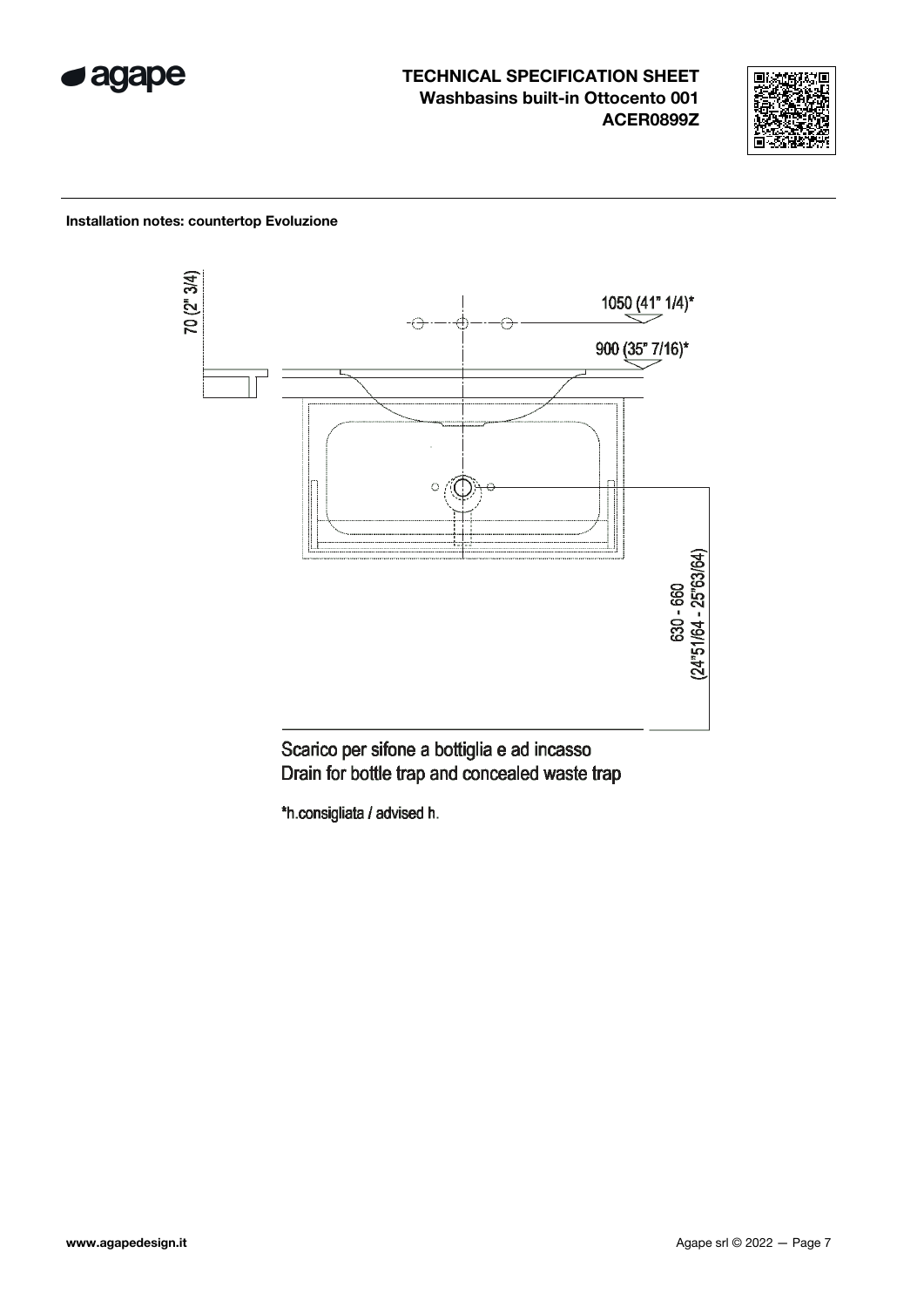**TECHNICAL SPECIFICATION SHEET**
**Washbasins built-in Ottocento 001**
**ACER0899Z**

**Installation notes: countertop Evoluzione**

70 (2" 3/4)

1050 (41" 1/4)*

900 (35" 7/16)*

630 - 660
(24"51/64 - 25"63/64)

Scarico per sifone a bottiglia e ad incasso
Drain for bottle trap and concealed waste trap

*h.consigliata / advised h.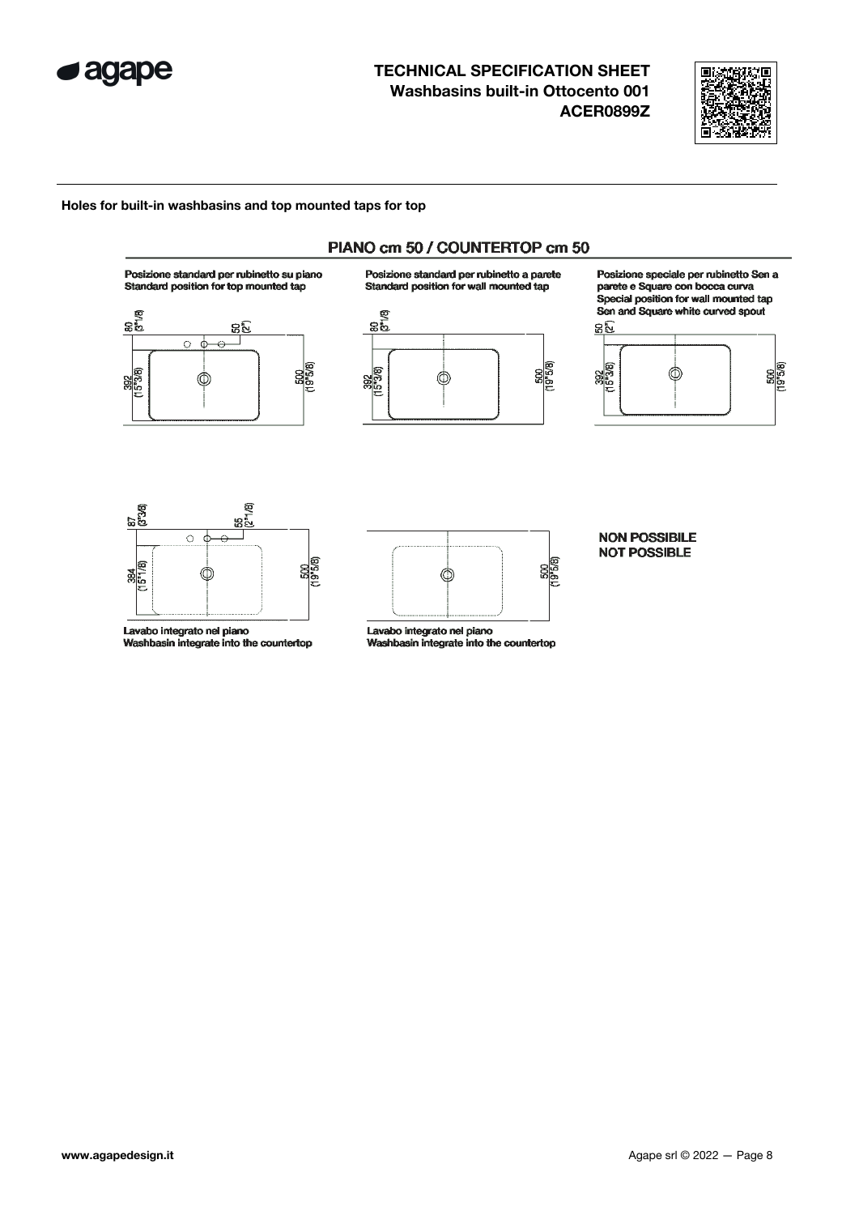# TECHNICAL SPECIFICATION SHEET
## Washbasins built-in Ottocento 001
## ACER0899Z

---

**Holes for built-in washbasins and top mounted taps for top**

### PIANO cm 50 / COUNTERTOP cm 50

**Posizione standard per rubinetto su piano**
**Standard position for top mounted tap**

80 (3"1/8)
50 (2")
392 (15"3/8)
500 (19"5/8)

**Posizione standard per rubinetto a parete**
**Standard position for wall mounted tap**

80 (3"1/8)
392 (15"3/8)
500 (19"5/8)

**Posizione speciale per rubinetto Sen a parete e Square con bocca curva**
**Special position for wall mounted tap Sen and Square white curved spout**

50 (2")
392 (15"3/8)
500 (19"5/8)

87 (3"3/8)
55 (2"1/8)
384 (15"1/8)
500 (19"5/8)

Lavabo integrato nel piano
Washbasin integrate into the countertop

500 (19"5/8)

Lavabo integrato nel piano
Washbasin integrate into the countertop

**NON POSSIBILE**
**NOT POSSIBLE**

www.agapedesign.it

Agape srl © 2022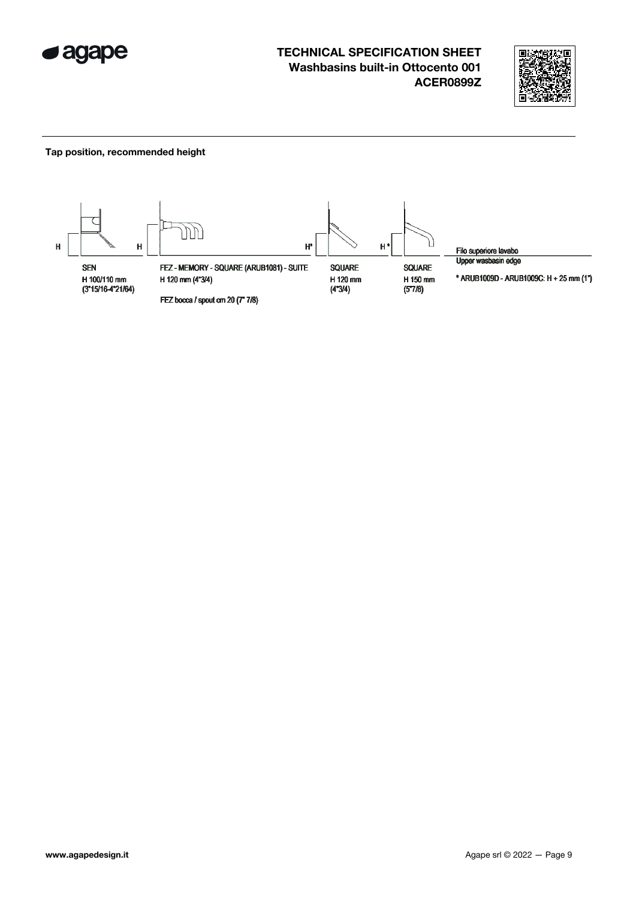# TECHNICAL SPECIFICATION SHEET
## Washbasins built-in Ottocento 001
## ACER0899Z

**Tap position, recommended height**

H H H* H*

Filo superiore lavabo
Upper wasbasin edge

SEN
H 100/110 mm
(3"15/16-4"21/64)

FEZ - MEMORY - SQUARE (ARUB1081) - SUITE
H 120 mm (4"3/4)

FEZ bocca / spout cm 20 (7" 7/8)

SQUARE
H 120 mm
(4"3/4)

SQUARE
H 150 mm
(5"7/8)

* ARUB1009D - ARUB1009C: H + 25 mm (1")

www.agapedesign.it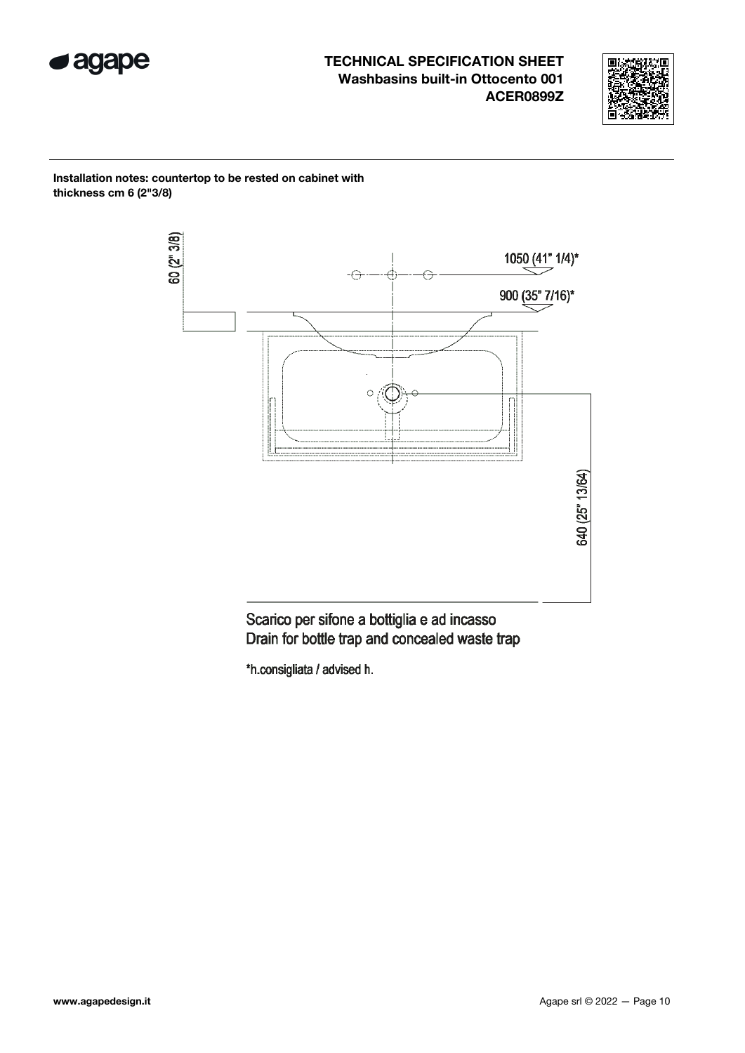TECHNICAL SPECIFICATION SHEET
**Washbasins built-in Ottocento 001**
**ACER0899Z**

**Installation notes: countertop to be rested on cabinet with thickness cm 6 (2"3/8)**

60 (2" 3/8)

1050 (41" 1/4)*

900 (35" 7/16)*

640 (25" 13/64)

Scarico per sifone a bottiglia e ad incasso
Drain for bottle trap and concealed waste trap

*h.consigliata / advised h.